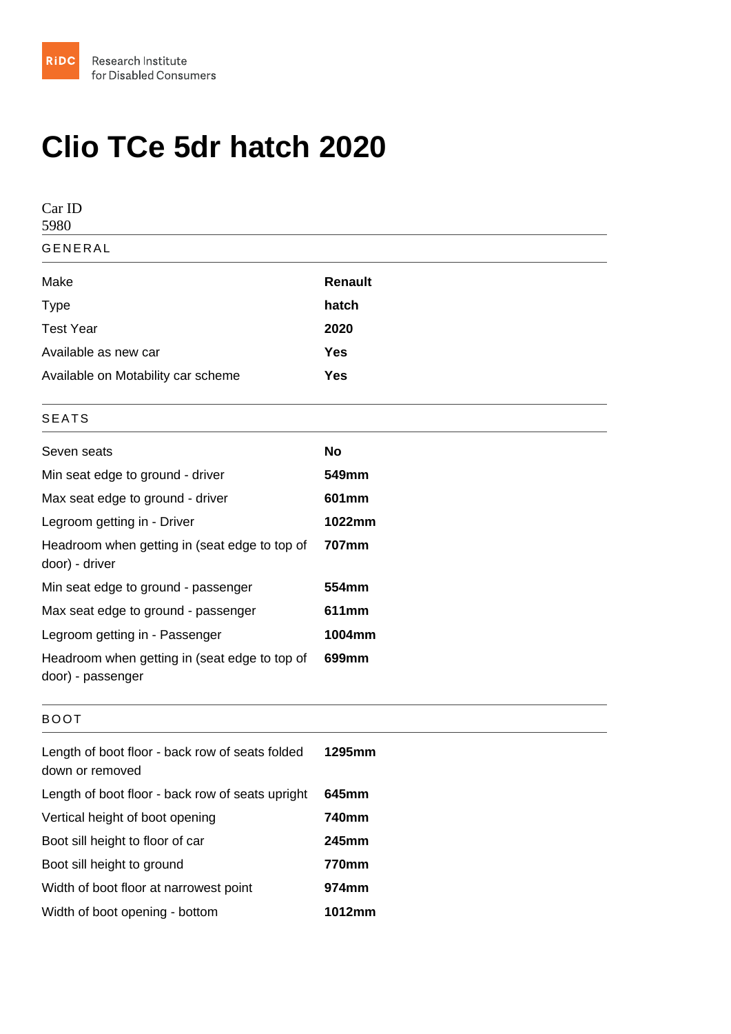RiDC Research Institute for Disabled Consumers

# Clio TCe 5dr hatch 2020

Car ID
5980

## GENERAL

| | |
|---|---|
| Make | **Renault** |
| Type | **hatch** |
| Test Year | **2020** |
| Available as new car | **Yes** |
| Available on Motability car scheme | **Yes** |

## SEATS

| | |
|---|---|
| Seven seats | **No** |
| Min seat edge to ground - driver | **549mm** |
| Max seat edge to ground - driver | **601mm** |
| Legroom getting in - Driver | **1022mm** |
| Headroom when getting in (seat edge to top of door) - driver | **707mm** |
| Min seat edge to ground - passenger | **554mm** |
| Max seat edge to ground - passenger | **611mm** |
| Legroom getting in - Passenger | **1004mm** |
| Headroom when getting in (seat edge to top of door) - passenger | **699mm** |

## BOOT

| | |
|---|---|
| Length of boot floor - back row of seats folded down or removed | **1295mm** |
| Length of boot floor - back row of seats upright | **645mm** |
| Vertical height of boot opening | **740mm** |
| Boot sill height to floor of car | **245mm** |
| Boot sill height to ground | **770mm** |
| Width of boot floor at narrowest point | **974mm** |
| Width of boot opening - bottom | **1012mm** |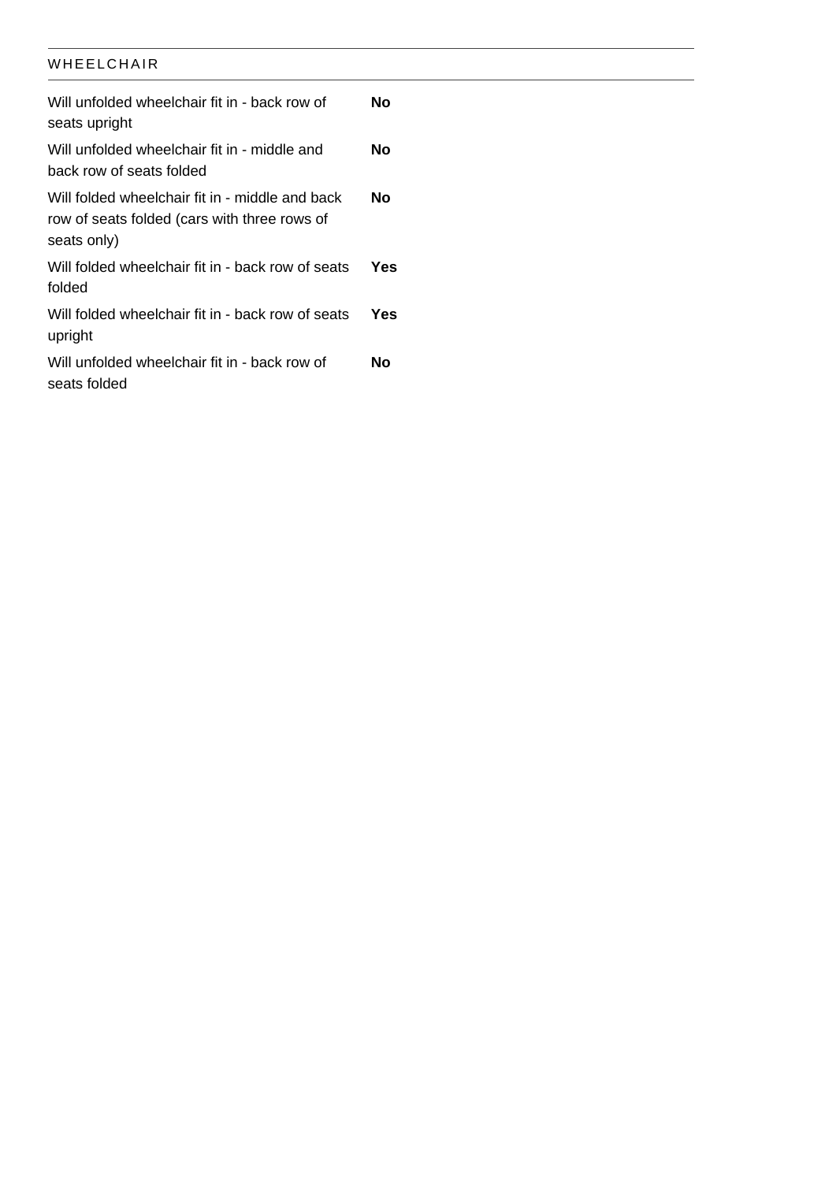## WHEELCHAIR

| | |
|---|---|
| Will unfolded wheelchair fit in - back row of seats upright | **No** |
| Will unfolded wheelchair fit in - middle and back row of seats folded | **No** |
| Will folded wheelchair fit in - middle and back row of seats folded (cars with three rows of seats only) | **No** |
| Will folded wheelchair fit in - back row of seats folded | **Yes** |
| Will folded wheelchair fit in - back row of seats upright | **Yes** |
| Will unfolded wheelchair fit in - back row of seats folded | **No** |